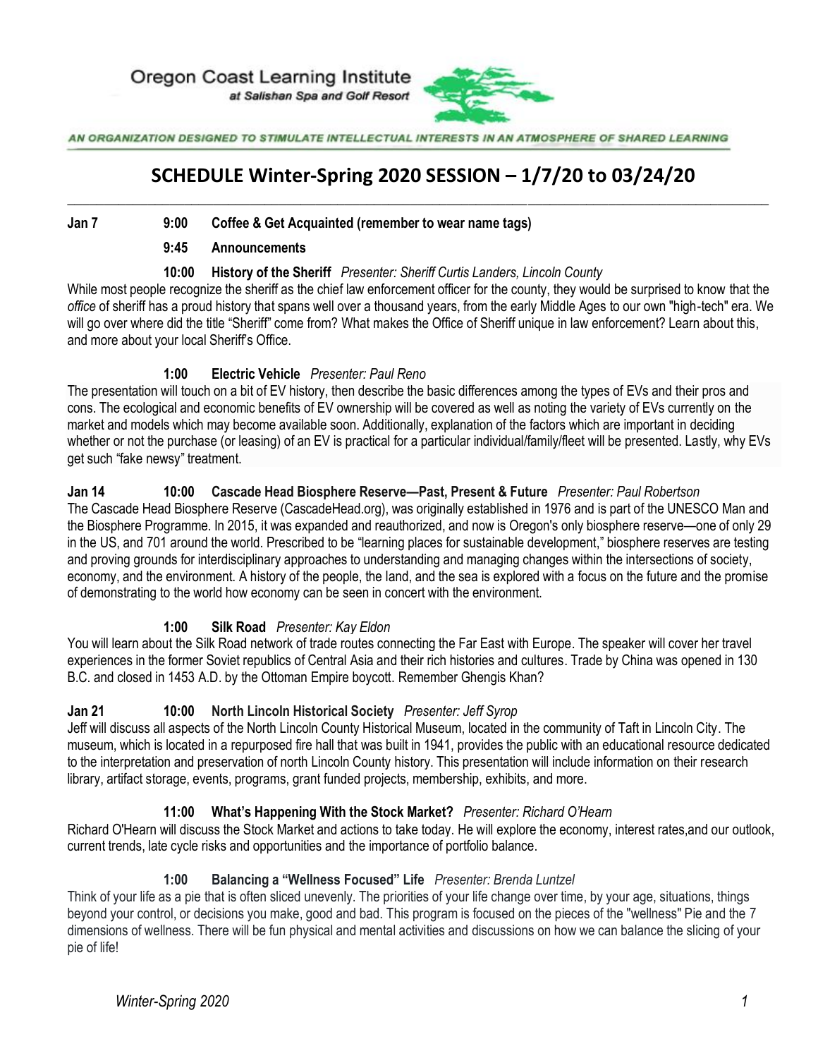Oregon Coast Learning Institute
*at Salishan Spa and Golf Resort*

AN ORGANIZATION DESIGNED TO STIMULATE INTELLECTUAL INTERESTS IN AN ATMOSPHERE OF SHARED LEARNING

# SCHEDULE Winter-Spring 2020 SESSION – 1/7/20 to 03/24/20

**Jan 7** **9:00** **Coffee & Get Acquainted (remember to wear name tags)**

**9:45** **Announcements**

**10:00** **History of the Sheriff** *Presenter: Sheriff Curtis Landers, Lincoln County*

While most people recognize the sheriff as the chief law enforcement officer for the county, they would be surprised to know that the *office* of sheriff has a proud history that spans well over a thousand years, from the early Middle Ages to our own "high-tech" era. We will go over where did the title "Sheriff" come from? What makes the Office of Sheriff unique in law enforcement? Learn about this, and more about your local Sheriff's Office.

**1:00** **Electric Vehicle** *Presenter: Paul Reno*

The presentation will touch on a bit of EV history, then describe the basic differences among the types of EVs and their pros and cons. The ecological and economic benefits of EV ownership will be covered as well as noting the variety of EVs currently on the market and models which may become available soon. Additionally, explanation of the factors which are important in deciding whether or not the purchase (or leasing) of an EV is practical for a particular individual/family/fleet will be presented. Lastly, why EVs get such "fake newsy" treatment.

**Jan 14** **10:00** **Cascade Head Biosphere Reserve—Past, Present & Future** *Presenter: Paul Robertson*

The Cascade Head Biosphere Reserve (CascadeHead.org), was originally established in 1976 and is part of the UNESCO Man and the Biosphere Programme. In 2015, it was expanded and reauthorized, and now is Oregon's only biosphere reserve—one of only 29 in the US, and 701 around the world. Prescribed to be "learning places for sustainable development," biosphere reserves are testing and proving grounds for interdisciplinary approaches to understanding and managing changes within the intersections of society, economy, and the environment. A history of the people, the land, and the sea is explored with a focus on the future and the promise of demonstrating to the world how economy can be seen in concert with the environment.

**1:00** **Silk Road** *Presenter: Kay Eldon*

You will learn about the Silk Road network of trade routes connecting the Far East with Europe. The speaker will cover her travel experiences in the former Soviet republics of Central Asia and their rich histories and cultures. Trade by China was opened in 130 B.C. and closed in 1453 A.D. by the Ottoman Empire boycott. Remember Ghengis Khan?

**Jan 21** **10:00** **North Lincoln Historical Society** *Presenter: Jeff Syrop*

Jeff will discuss all aspects of the North Lincoln County Historical Museum, located in the community of Taft in Lincoln City. The museum, which is located in a repurposed fire hall that was built in 1941, provides the public with an educational resource dedicated to the interpretation and preservation of north Lincoln County history. This presentation will include information on their research library, artifact storage, events, programs, grant funded projects, membership, exhibits, and more.

**11:00** **What's Happening With the Stock Market?** *Presenter: Richard O'Hearn*

Richard O'Hearn will discuss the Stock Market and actions to take today. He will explore the economy, interest rates,and our outlook, current trends, late cycle risks and opportunities and the importance of portfolio balance.

**1:00** **Balancing a "Wellness Focused" Life** *Presenter: Brenda Luntzel*

Think of your life as a pie that is often sliced unevenly. The priorities of your life change over time, by your age, situations, things beyond your control, or decisions you make, good and bad. This program is focused on the pieces of the "wellness" Pie and the 7 dimensions of wellness. There will be fun physical and mental activities and discussions on how we can balance the slicing of your pie of life!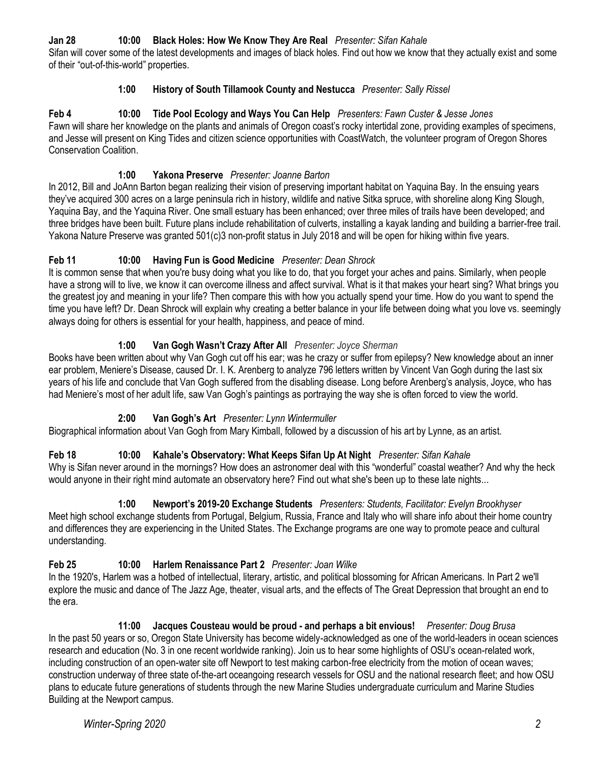**Jan 28 10:00 Black Holes: How We Know They Are Real** *Presenter: Sifan Kahale*

Sifan will cover some of the latest developments and images of black holes. Find out how we know that they actually exist and some of their "out-of-this-world" properties.

**1:00 History of South Tillamook County and Nestucca** *Presenter: Sally Rissel*

**Feb 4 10:00 Tide Pool Ecology and Ways You Can Help** *Presenters: Fawn Custer & Jesse Jones*

Fawn will share her knowledge on the plants and animals of Oregon coast's rocky intertidal zone, providing examples of specimens, and Jesse will present on King Tides and citizen science opportunities with CoastWatch, the volunteer program of Oregon Shores Conservation Coalition.

**1:00 Yakona Preserve** *Presenter: Joanne Barton*

In 2012, Bill and JoAnn Barton began realizing their vision of preserving important habitat on Yaquina Bay. In the ensuing years they've acquired 300 acres on a large peninsula rich in history, wildlife and native Sitka spruce, with shoreline along King Slough, Yaquina Bay, and the Yaquina River. One small estuary has been enhanced; over three miles of trails have been developed; and three bridges have been built. Future plans include rehabilitation of culverts, installing a kayak landing and building a barrier-free trail. Yakona Nature Preserve was granted 501(c)3 non-profit status in July 2018 and will be open for hiking within five years.

**Feb 11 10:00 Having Fun is Good Medicine** *Presenter: Dean Shrock*

It is common sense that when you're busy doing what you like to do, that you forget your aches and pains. Similarly, when people have a strong will to live, we know it can overcome illness and affect survival. What is it that makes your heart sing? What brings you the greatest joy and meaning in your life? Then compare this with how you actually spend your time. How do you want to spend the time you have left? Dr. Dean Shrock will explain why creating a better balance in your life between doing what you love vs. seemingly always doing for others is essential for your health, happiness, and peace of mind.

**1:00 Van Gogh Wasn't Crazy After All** *Presenter: Joyce Sherman*

Books have been written about why Van Gogh cut off his ear; was he crazy or suffer from epilepsy? New knowledge about an inner ear problem, Meniere's Disease, caused Dr. I. K. Arenberg to analyze 796 letters written by Vincent Van Gogh during the last six years of his life and conclude that Van Gogh suffered from the disabling disease. Long before Arenberg's analysis, Joyce, who has had Meniere's most of her adult life, saw Van Gogh's paintings as portraying the way she is often forced to view the world.

**2:00 Van Gogh's Art** *Presenter: Lynn Wintermuller*

Biographical information about Van Gogh from Mary Kimball, followed by a discussion of his art by Lynne, as an artist.

**Feb 18 10:00 Kahale's Observatory: What Keeps Sifan Up At Night** *Presenter: Sifan Kahale*

Why is Sifan never around in the mornings? How does an astronomer deal with this "wonderful" coastal weather? And why the heck would anyone in their right mind automate an observatory here? Find out what she's been up to these late nights...

**1:00 Newport's 2019-20 Exchange Students** *Presenters: Students, Facilitator: Evelyn Brookhyser*

Meet high school exchange students from Portugal, Belgium, Russia, France and Italy who will share info about their home country and differences they are experiencing in the United States. The Exchange programs are one way to promote peace and cultural understanding.

**Feb 25 10:00 Harlem Renaissance Part 2** *Presenter: Joan Wilke*

In the 1920's, Harlem was a hotbed of intellectual, literary, artistic, and political blossoming for African Americans. In Part 2 we'll explore the music and dance of The Jazz Age, theater, visual arts, and the effects of The Great Depression that brought an end to the era.

**11:00 Jacques Cousteau would be proud - and perhaps a bit envious!** *Presenter: Doug Brusa*

In the past 50 years or so, Oregon State University has become widely-acknowledged as one of the world-leaders in ocean sciences research and education (No. 3 in one recent worldwide ranking). Join us to hear some highlights of OSU's ocean-related work, including construction of an open-water site off Newport to test making carbon-free electricity from the motion of ocean waves; construction underway of three state of-the-art oceangoing research vessels for OSU and the national research fleet; and how OSU plans to educate future generations of students through the new Marine Studies undergraduate curriculum and Marine Studies Building at the Newport campus.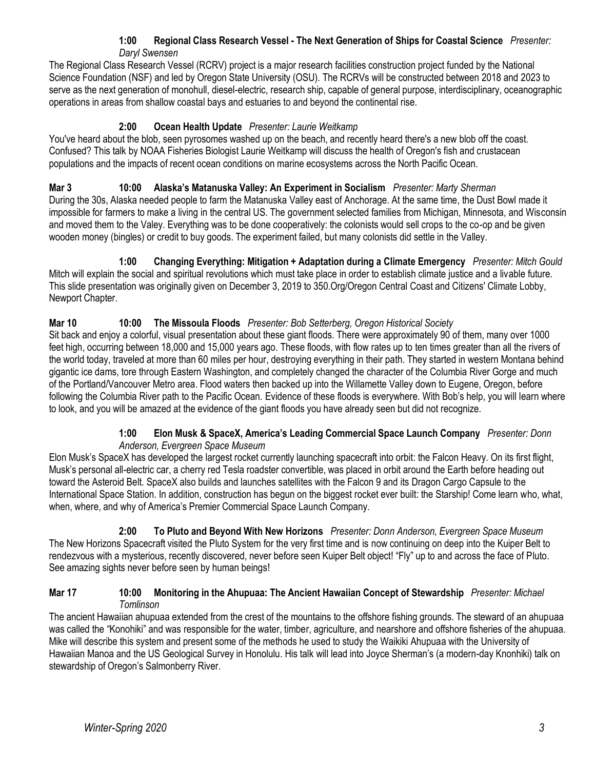**1:00 Regional Class Research Vessel - The Next Generation of Ships for Coastal Science** *Presenter: Daryl Swensen*

The Regional Class Research Vessel (RCRV) project is a major research facilities construction project funded by the National Science Foundation (NSF) and led by Oregon State University (OSU). The RCRVs will be constructed between 2018 and 2023 to serve as the next generation of monohull, diesel-electric, research ship, capable of general purpose, interdisciplinary, oceanographic operations in areas from shallow coastal bays and estuaries to and beyond the continental rise.

**2:00 Ocean Health Update** *Presenter: Laurie Weitkamp*

You've heard about the blob, seen pyrosomes washed up on the beach, and recently heard there's a new blob off the coast. Confused? This talk by NOAA Fisheries Biologist Laurie Weitkamp will discuss the health of Oregon's fish and crustacean populations and the impacts of recent ocean conditions on marine ecosystems across the North Pacific Ocean.

**Mar 3 10:00 Alaska's Matanuska Valley: An Experiment in Socialism** *Presenter: Marty Sherman*

During the 30s, Alaska needed people to farm the Matanuska Valley east of Anchorage. At the same time, the Dust Bowl made it impossible for farmers to make a living in the central US. The government selected families from Michigan, Minnesota, and Wisconsin and moved them to the Valey. Everything was to be done cooperatively: the colonists would sell crops to the co-op and be given wooden money (bingles) or credit to buy goods. The experiment failed, but many colonists did settle in the Valley.

**1:00 Changing Everything: Mitigation + Adaptation during a Climate Emergency** *Presenter: Mitch Gould*

Mitch will explain the social and spiritual revolutions which must take place in order to establish climate justice and a livable future. This slide presentation was originally given on December 3, 2019 to 350.Org/Oregon Central Coast and Citizens' Climate Lobby, Newport Chapter.

**Mar 10 10:00 The Missoula Floods** *Presenter: Bob Setterberg, Oregon Historical Society*

Sit back and enjoy a colorful, visual presentation about these giant floods. There were approximately 90 of them, many over 1000 feet high, occurring between 18,000 and 15,000 years ago. These floods, with flow rates up to ten times greater than all the rivers of the world today, traveled at more than 60 miles per hour, destroying everything in their path. They started in western Montana behind gigantic ice dams, tore through Eastern Washington, and completely changed the character of the Columbia River Gorge and much of the Portland/Vancouver Metro area. Flood waters then backed up into the Willamette Valley down to Eugene, Oregon, before following the Columbia River path to the Pacific Ocean. Evidence of these floods is everywhere. With Bob's help, you will learn where to look, and you will be amazed at the evidence of the giant floods you have already seen but did not recognize.

**1:00 Elon Musk & SpaceX, America's Leading Commercial Space Launch Company** *Presenter: Donn Anderson, Evergreen Space Museum*

Elon Musk's SpaceX has developed the largest rocket currently launching spacecraft into orbit: the Falcon Heavy. On its first flight, Musk's personal all-electric car, a cherry red Tesla roadster convertible, was placed in orbit around the Earth before heading out toward the Asteroid Belt. SpaceX also builds and launches satellites with the Falcon 9 and its Dragon Cargo Capsule to the International Space Station. In addition, construction has begun on the biggest rocket ever built: the Starship! Come learn who, what, when, where, and why of America's Premier Commercial Space Launch Company.

**2:00 To Pluto and Beyond With New Horizons** *Presenter: Donn Anderson, Evergreen Space Museum*

The New Horizons Spacecraft visited the Pluto System for the very first time and is now continuing on deep into the Kuiper Belt to rendezvous with a mysterious, recently discovered, never before seen Kuiper Belt object! "Fly" up to and across the face of Pluto. See amazing sights never before seen by human beings!

**Mar 17 10:00 Monitoring in the Ahupuaa: The Ancient Hawaiian Concept of Stewardship** *Presenter: Michael Tomlinson*

The ancient Hawaiian ahupuaa extended from the crest of the mountains to the offshore fishing grounds. The steward of an ahupuaa was called the "Konohiki" and was responsible for the water, timber, agriculture, and nearshore and offshore fisheries of the ahupuaa. Mike will describe this system and present some of the methods he used to study the Waikiki Ahupuaa with the University of Hawaiian Manoa and the US Geological Survey in Honolulu. His talk will lead into Joyce Sherman's (a modern-day Knonhiki) talk on stewardship of Oregon's Salmonberry River.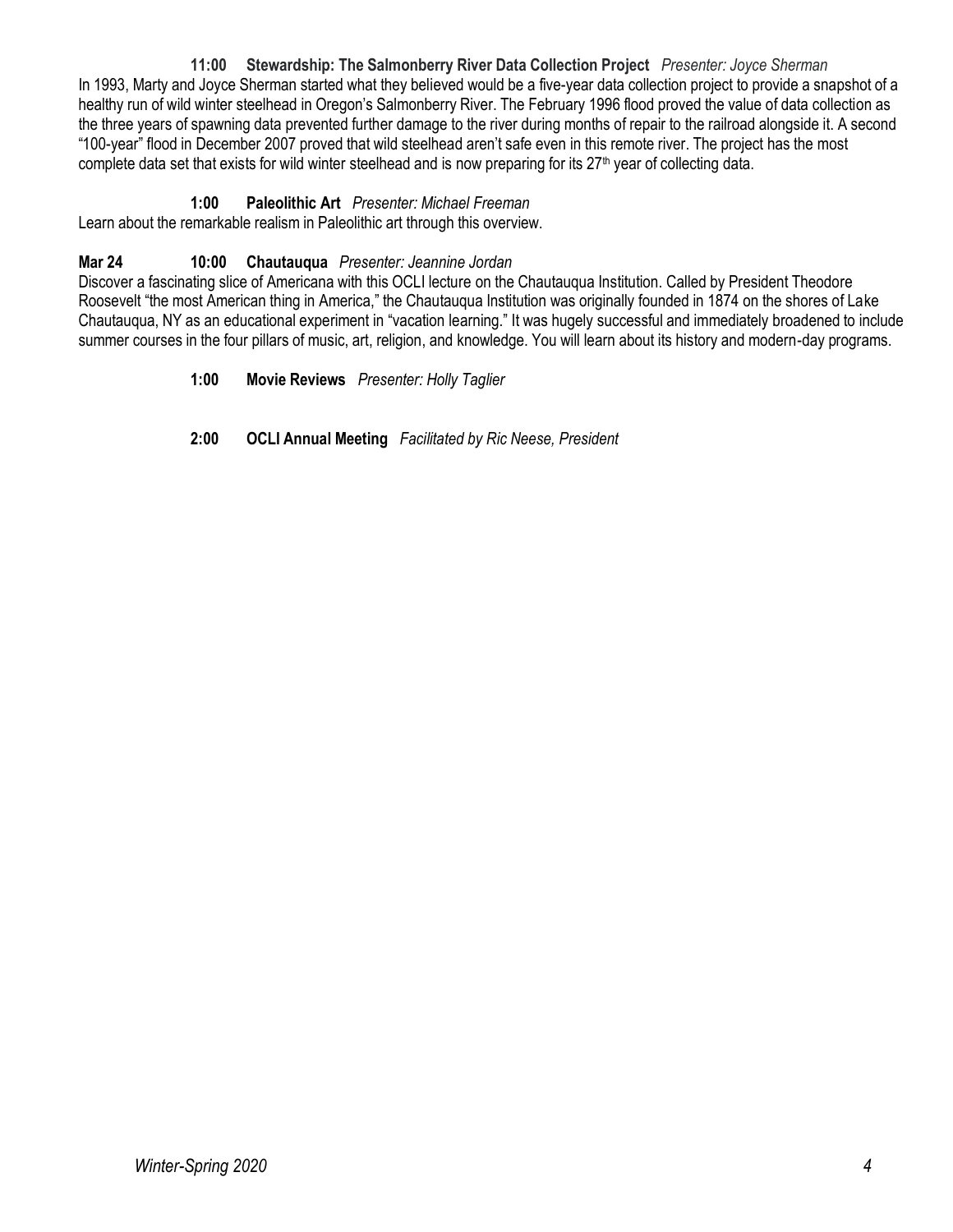**11:00 Stewardship: The Salmonberry River Data Collection Project** *Presenter: Joyce Sherman*

In 1993, Marty and Joyce Sherman started what they believed would be a five-year data collection project to provide a snapshot of a healthy run of wild winter steelhead in Oregon's Salmonberry River. The February 1996 flood proved the value of data collection as the three years of spawning data prevented further damage to the river during months of repair to the railroad alongside it. A second "100-year" flood in December 2007 proved that wild steelhead aren't safe even in this remote river. The project has the most complete data set that exists for wild winter steelhead and is now preparing for its 27th year of collecting data.

**1:00 Paleolithic Art** *Presenter: Michael Freeman*

Learn about the remarkable realism in Paleolithic art through this overview.

**Mar 24 10:00 Chautauqua** *Presenter: Jeannine Jordan*

Discover a fascinating slice of Americana with this OCLI lecture on the Chautauqua Institution. Called by President Theodore Roosevelt "the most American thing in America," the Chautauqua Institution was originally founded in 1874 on the shores of Lake Chautauqua, NY as an educational experiment in "vacation learning." It was hugely successful and immediately broadened to include summer courses in the four pillars of music, art, religion, and knowledge. You will learn about its history and modern-day programs.

**1:00 Movie Reviews** *Presenter: Holly Taglier*

**2:00 OCLI Annual Meeting** *Facilitated by Ric Neese, President*